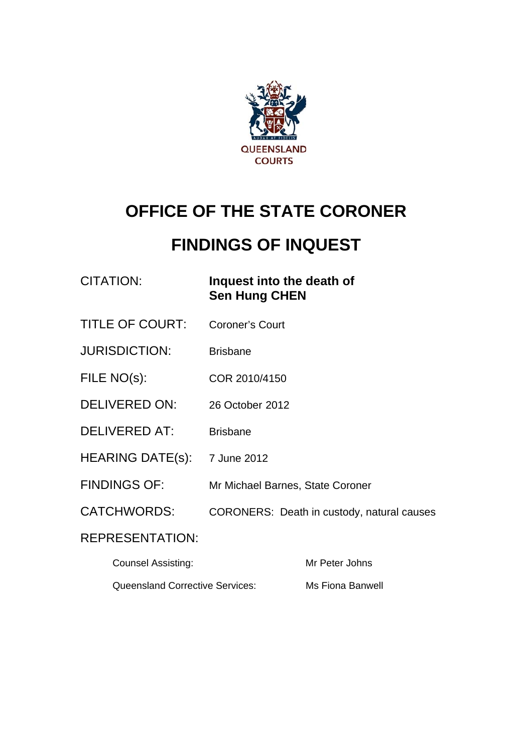QUEENSLAND COURTS

# OFFICE OF THE STATE CORONER

# FINDINGS OF INQUEST

| | |
|---|---|
| CITATION: | **Inquest into the death of Sen Hung CHEN** |
| TITLE OF COURT: | Coroner's Court |
| JURISDICTION: | Brisbane |
| FILE NO(s): | COR 2010/4150 |
| DELIVERED ON: | 26 October 2012 |
| DELIVERED AT: | Brisbane |
| HEARING DATE(s): | 7 June 2012 |
| FINDINGS OF: | Mr Michael Barnes, State Coroner |
| CATCHWORDS: | CORONERS: Death in custody, natural causes |

REPRESENTATION:

| | |
|---|---|
| Counsel Assisting: | Mr Peter Johns |
| Queensland Corrective Services: | Ms Fiona Banwell |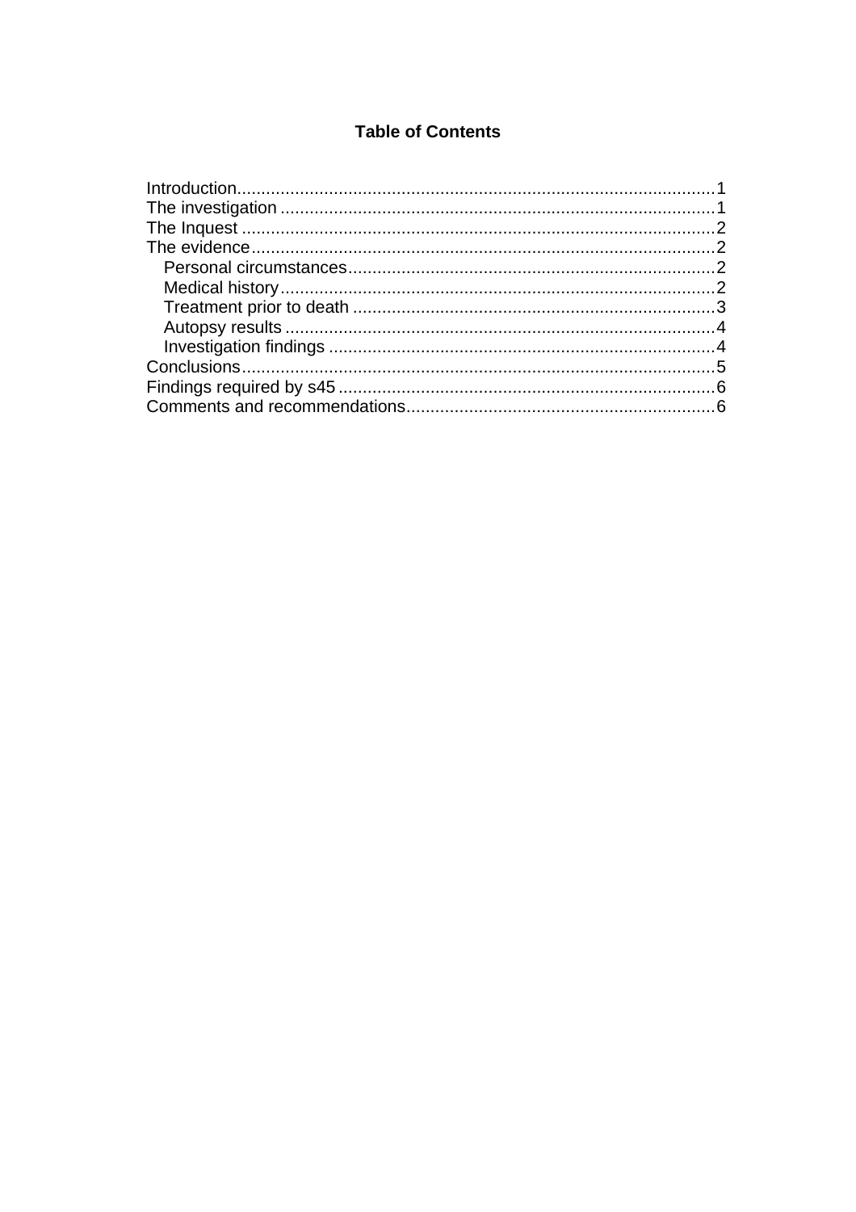# Table of Contents

Introduction.......................................................................................1
The investigation ................................................................................1
The Inquest .......................................................................................2
The evidence......................................................................................2
  Personal circumstances...................................................................2
  Medical history.................................................................................2
  Treatment prior to death .................................................................3
  Autopsy results ................................................................................4
  Investigation findings .......................................................................4
Conclusions........................................................................................5
Findings required by s45 ....................................................................6
Comments and recommendations.......................................................6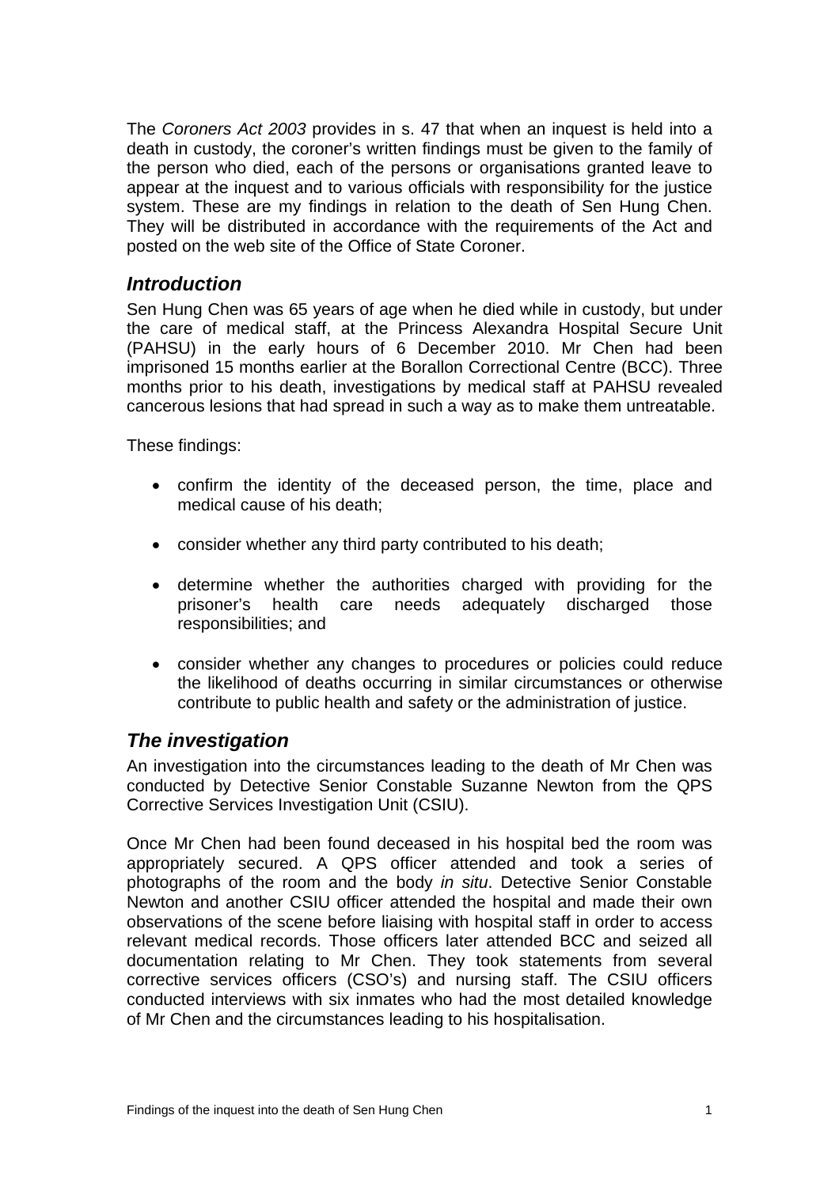The *Coroners Act 2003* provides in s. 47 that when an inquest is held into a death in custody, the coroner's written findings must be given to the family of the person who died, each of the persons or organisations granted leave to appear at the inquest and to various officials with responsibility for the justice system. These are my findings in relation to the death of Sen Hung Chen. They will be distributed in accordance with the requirements of the Act and posted on the web site of the Office of State Coroner.

## *Introduction*

Sen Hung Chen was 65 years of age when he died while in custody, but under the care of medical staff, at the Princess Alexandra Hospital Secure Unit (PAHSU) in the early hours of 6 December 2010. Mr Chen had been imprisoned 15 months earlier at the Borallon Correctional Centre (BCC). Three months prior to his death, investigations by medical staff at PAHSU revealed cancerous lesions that had spread in such a way as to make them untreatable.

These findings:

- confirm the identity of the deceased person, the time, place and medical cause of his death;
- consider whether any third party contributed to his death;
- determine whether the authorities charged with providing for the prisoner's health care needs adequately discharged those responsibilities; and
- consider whether any changes to procedures or policies could reduce the likelihood of deaths occurring in similar circumstances or otherwise contribute to public health and safety or the administration of justice.

## *The investigation*

An investigation into the circumstances leading to the death of Mr Chen was conducted by Detective Senior Constable Suzanne Newton from the QPS Corrective Services Investigation Unit (CSIU).

Once Mr Chen had been found deceased in his hospital bed the room was appropriately secured. A QPS officer attended and took a series of photographs of the room and the body *in situ*. Detective Senior Constable Newton and another CSIU officer attended the hospital and made their own observations of the scene before liaising with hospital staff in order to access relevant medical records. Those officers later attended BCC and seized all documentation relating to Mr Chen. They took statements from several corrective services officers (CSO's) and nursing staff. The CSIU officers conducted interviews with six inmates who had the most detailed knowledge of Mr Chen and the circumstances leading to his hospitalisation.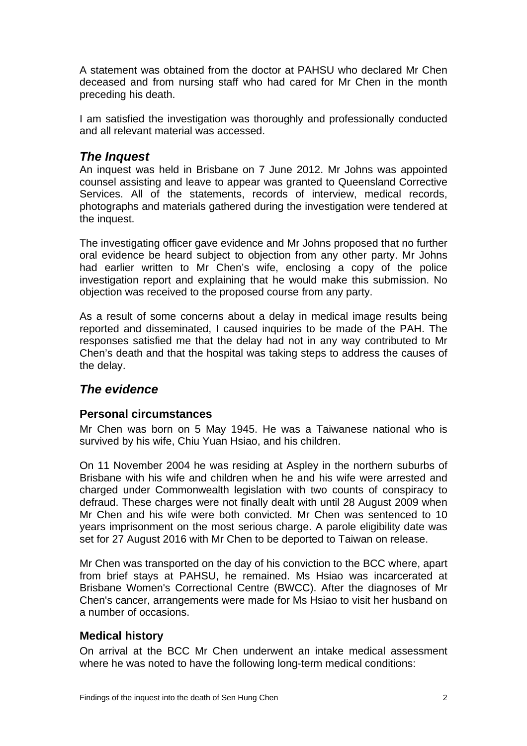A statement was obtained from the doctor at PAHSU who declared Mr Chen deceased and from nursing staff who had cared for Mr Chen in the month preceding his death.

I am satisfied the investigation was thoroughly and professionally conducted and all relevant material was accessed.

## *The Inquest*

An inquest was held in Brisbane on 7 June 2012. Mr Johns was appointed counsel assisting and leave to appear was granted to Queensland Corrective Services. All of the statements, records of interview, medical records, photographs and materials gathered during the investigation were tendered at the inquest.

The investigating officer gave evidence and Mr Johns proposed that no further oral evidence be heard subject to objection from any other party. Mr Johns had earlier written to Mr Chen's wife, enclosing a copy of the police investigation report and explaining that he would make this submission. No objection was received to the proposed course from any party.

As a result of some concerns about a delay in medical image results being reported and disseminated, I caused inquiries to be made of the PAH. The responses satisfied me that the delay had not in any way contributed to Mr Chen's death and that the hospital was taking steps to address the causes of the delay.

## *The evidence*

### Personal circumstances

Mr Chen was born on 5 May 1945. He was a Taiwanese national who is survived by his wife, Chiu Yuan Hsiao, and his children.

On 11 November 2004 he was residing at Aspley in the northern suburbs of Brisbane with his wife and children when he and his wife were arrested and charged under Commonwealth legislation with two counts of conspiracy to defraud. These charges were not finally dealt with until 28 August 2009 when Mr Chen and his wife were both convicted. Mr Chen was sentenced to 10 years imprisonment on the most serious charge. A parole eligibility date was set for 27 August 2016 with Mr Chen to be deported to Taiwan on release.

Mr Chen was transported on the day of his conviction to the BCC where, apart from brief stays at PAHSU, he remained. Ms Hsiao was incarcerated at Brisbane Women's Correctional Centre (BWCC). After the diagnoses of Mr Chen's cancer, arrangements were made for Ms Hsiao to visit her husband on a number of occasions.

### Medical history

On arrival at the BCC Mr Chen underwent an intake medical assessment where he was noted to have the following long-term medical conditions: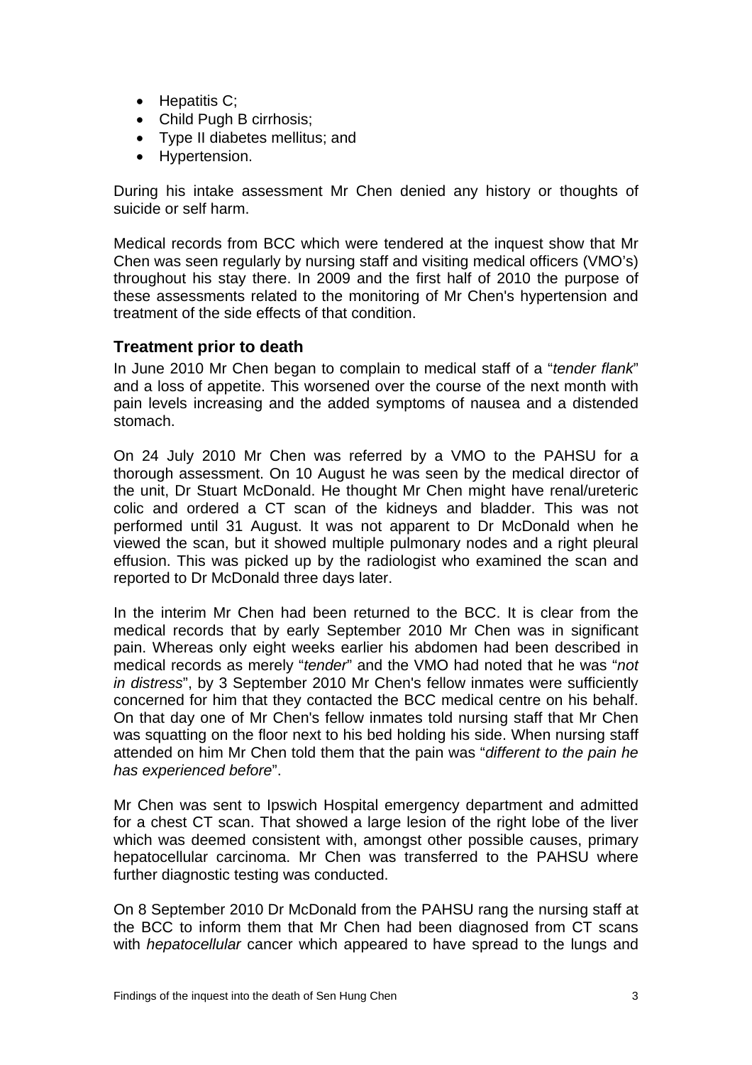- Hepatitis C;
- Child Pugh B cirrhosis;
- Type II diabetes mellitus; and
- Hypertension.

During his intake assessment Mr Chen denied any history or thoughts of suicide or self harm.

Medical records from BCC which were tendered at the inquest show that Mr Chen was seen regularly by nursing staff and visiting medical officers (VMO's) throughout his stay there. In 2009 and the first half of 2010 the purpose of these assessments related to the monitoring of Mr Chen's hypertension and treatment of the side effects of that condition.

## Treatment prior to death

In June 2010 Mr Chen began to complain to medical staff of a "*tender flank*" and a loss of appetite. This worsened over the course of the next month with pain levels increasing and the added symptoms of nausea and a distended stomach.

On 24 July 2010 Mr Chen was referred by a VMO to the PAHSU for a thorough assessment. On 10 August he was seen by the medical director of the unit, Dr Stuart McDonald. He thought Mr Chen might have renal/ureteric colic and ordered a CT scan of the kidneys and bladder. This was not performed until 31 August. It was not apparent to Dr McDonald when he viewed the scan, but it showed multiple pulmonary nodes and a right pleural effusion. This was picked up by the radiologist who examined the scan and reported to Dr McDonald three days later.

In the interim Mr Chen had been returned to the BCC. It is clear from the medical records that by early September 2010 Mr Chen was in significant pain. Whereas only eight weeks earlier his abdomen had been described in medical records as merely "*tender*" and the VMO had noted that he was "*not in distress*", by 3 September 2010 Mr Chen's fellow inmates were sufficiently concerned for him that they contacted the BCC medical centre on his behalf. On that day one of Mr Chen's fellow inmates told nursing staff that Mr Chen was squatting on the floor next to his bed holding his side. When nursing staff attended on him Mr Chen told them that the pain was "*different to the pain he has experienced before*".

Mr Chen was sent to Ipswich Hospital emergency department and admitted for a chest CT scan. That showed a large lesion of the right lobe of the liver which was deemed consistent with, amongst other possible causes, primary hepatocellular carcinoma. Mr Chen was transferred to the PAHSU where further diagnostic testing was conducted.

On 8 September 2010 Dr McDonald from the PAHSU rang the nursing staff at the BCC to inform them that Mr Chen had been diagnosed from CT scans with *hepatocellular* cancer which appeared to have spread to the lungs and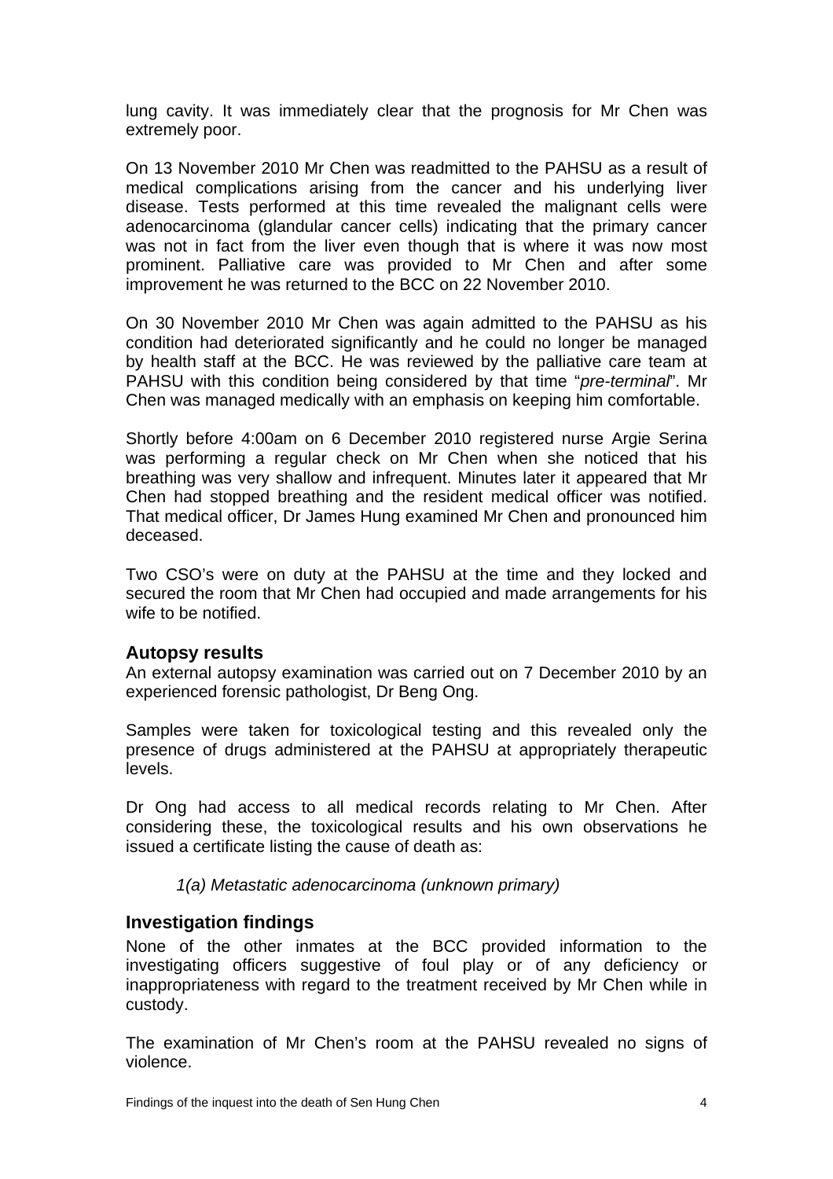lung cavity. It was immediately clear that the prognosis for Mr Chen was extremely poor.

On 13 November 2010 Mr Chen was readmitted to the PAHSU as a result of medical complications arising from the cancer and his underlying liver disease. Tests performed at this time revealed the malignant cells were adenocarcinoma (glandular cancer cells) indicating that the primary cancer was not in fact from the liver even though that is where it was now most prominent. Palliative care was provided to Mr Chen and after some improvement he was returned to the BCC on 22 November 2010.

On 30 November 2010 Mr Chen was again admitted to the PAHSU as his condition had deteriorated significantly and he could no longer be managed by health staff at the BCC. He was reviewed by the palliative care team at PAHSU with this condition being considered by that time "*pre-terminal*". Mr Chen was managed medically with an emphasis on keeping him comfortable.

Shortly before 4:00am on 6 December 2010 registered nurse Argie Serina was performing a regular check on Mr Chen when she noticed that his breathing was very shallow and infrequent. Minutes later it appeared that Mr Chen had stopped breathing and the resident medical officer was notified. That medical officer, Dr James Hung examined Mr Chen and pronounced him deceased.

Two CSO's were on duty at the PAHSU at the time and they locked and secured the room that Mr Chen had occupied and made arrangements for his wife to be notified.

### Autopsy results

An external autopsy examination was carried out on 7 December 2010 by an experienced forensic pathologist, Dr Beng Ong.

Samples were taken for toxicological testing and this revealed only the presence of drugs administered at the PAHSU at appropriately therapeutic levels.

Dr Ong had access to all medical records relating to Mr Chen. After considering these, the toxicological results and his own observations he issued a certificate listing the cause of death as:

> *1(a) Metastatic adenocarcinoma (unknown primary)*

### Investigation findings

None of the other inmates at the BCC provided information to the investigating officers suggestive of foul play or of any deficiency or inappropriateness with regard to the treatment received by Mr Chen while in custody.

The examination of Mr Chen's room at the PAHSU revealed no signs of violence.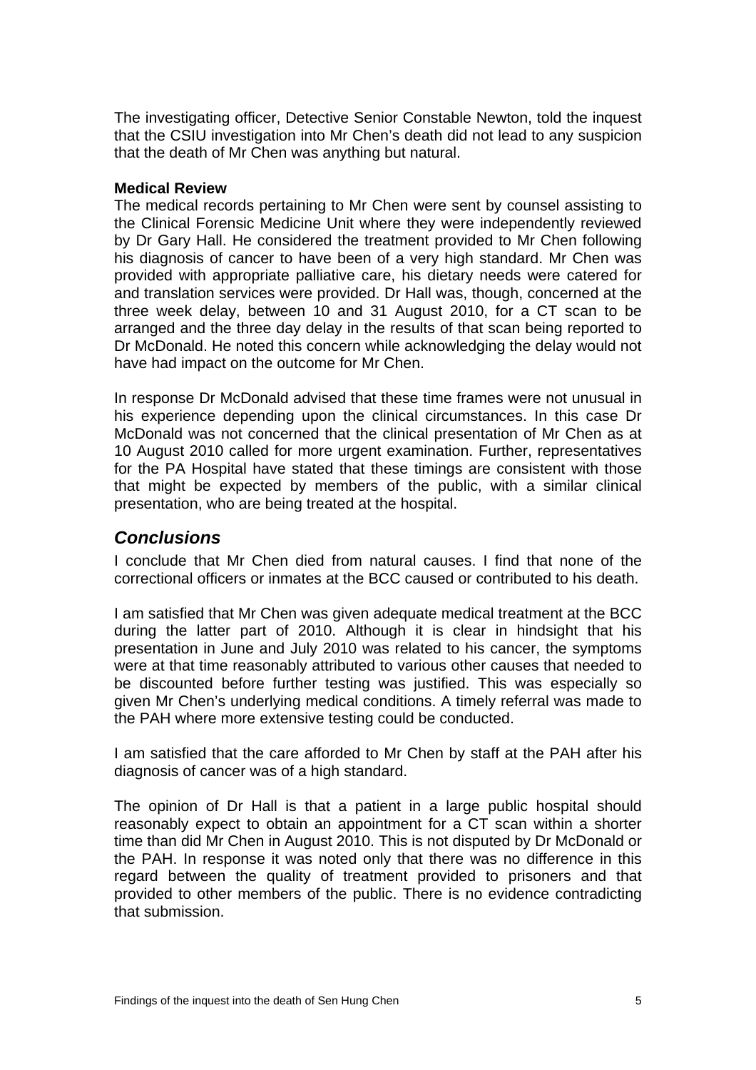The investigating officer, Detective Senior Constable Newton, told the inquest that the CSIU investigation into Mr Chen's death did not lead to any suspicion that the death of Mr Chen was anything but natural.

**Medical Review**

The medical records pertaining to Mr Chen were sent by counsel assisting to the Clinical Forensic Medicine Unit where they were independently reviewed by Dr Gary Hall. He considered the treatment provided to Mr Chen following his diagnosis of cancer to have been of a very high standard. Mr Chen was provided with appropriate palliative care, his dietary needs were catered for and translation services were provided. Dr Hall was, though, concerned at the three week delay, between 10 and 31 August 2010, for a CT scan to be arranged and the three day delay in the results of that scan being reported to Dr McDonald. He noted this concern while acknowledging the delay would not have had impact on the outcome for Mr Chen.

In response Dr McDonald advised that these time frames were not unusual in his experience depending upon the clinical circumstances. In this case Dr McDonald was not concerned that the clinical presentation of Mr Chen as at 10 August 2010 called for more urgent examination. Further, representatives for the PA Hospital have stated that these timings are consistent with those that might be expected by members of the public, with a similar clinical presentation, who are being treated at the hospital.

## *Conclusions*

I conclude that Mr Chen died from natural causes. I find that none of the correctional officers or inmates at the BCC caused or contributed to his death.

I am satisfied that Mr Chen was given adequate medical treatment at the BCC during the latter part of 2010. Although it is clear in hindsight that his presentation in June and July 2010 was related to his cancer, the symptoms were at that time reasonably attributed to various other causes that needed to be discounted before further testing was justified. This was especially so given Mr Chen's underlying medical conditions. A timely referral was made to the PAH where more extensive testing could be conducted.

I am satisfied that the care afforded to Mr Chen by staff at the PAH after his diagnosis of cancer was of a high standard.

The opinion of Dr Hall is that a patient in a large public hospital should reasonably expect to obtain an appointment for a CT scan within a shorter time than did Mr Chen in August 2010. This is not disputed by Dr McDonald or the PAH. In response it was noted only that there was no difference in this regard between the quality of treatment provided to prisoners and that provided to other members of the public. There is no evidence contradicting that submission.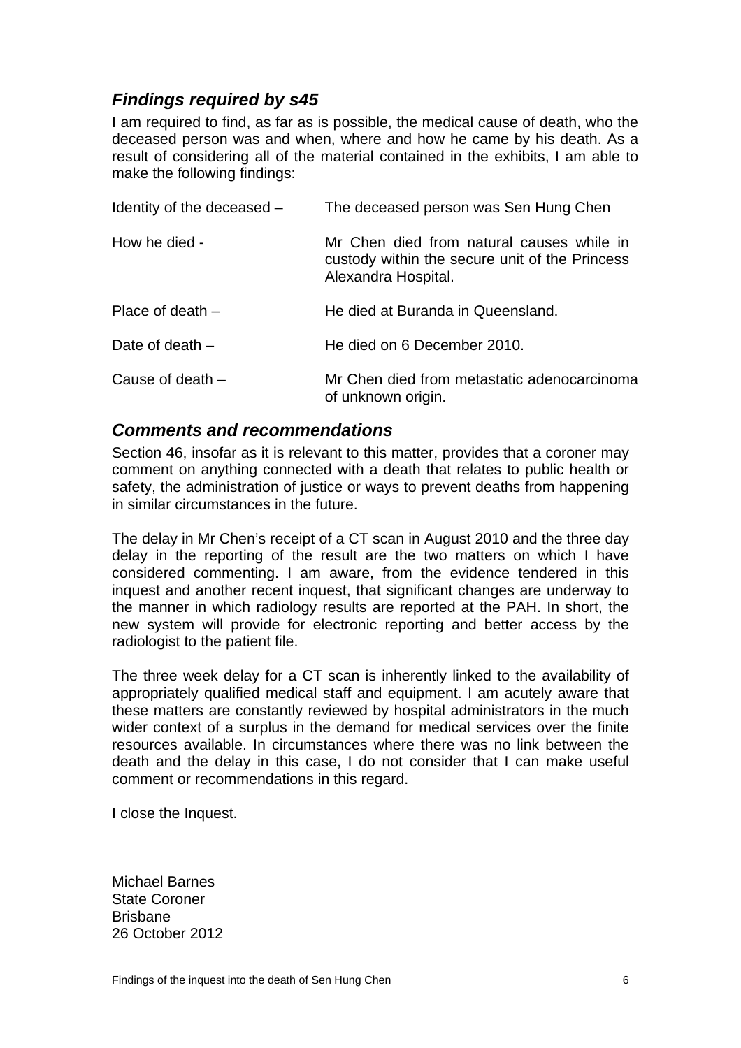## *Findings required by s45*

I am required to find, as far as is possible, the medical cause of death, who the deceased person was and when, where and how he came by his death. As a result of considering all of the material contained in the exhibits, I am able to make the following findings:

| | |
|---|---|
| Identity of the deceased – | The deceased person was Sen Hung Chen |
| How he died - | Mr Chen died from natural causes while in custody within the secure unit of the Princess Alexandra Hospital. |
| Place of death – | He died at Buranda in Queensland. |
| Date of death – | He died on 6 December 2010. |
| Cause of death – | Mr Chen died from metastatic adenocarcinoma of unknown origin. |

## *Comments and recommendations*

Section 46, insofar as it is relevant to this matter, provides that a coroner may comment on anything connected with a death that relates to public health or safety, the administration of justice or ways to prevent deaths from happening in similar circumstances in the future.

The delay in Mr Chen's receipt of a CT scan in August 2010 and the three day delay in the reporting of the result are the two matters on which I have considered commenting. I am aware, from the evidence tendered in this inquest and another recent inquest, that significant changes are underway to the manner in which radiology results are reported at the PAH. In short, the new system will provide for electronic reporting and better access by the radiologist to the patient file.

The three week delay for a CT scan is inherently linked to the availability of appropriately qualified medical staff and equipment. I am acutely aware that these matters are constantly reviewed by hospital administrators in the much wider context of a surplus in the demand for medical services over the finite resources available. In circumstances where there was no link between the death and the delay in this case, I do not consider that I can make useful comment or recommendations in this regard.

I close the Inquest.

Michael Barnes
State Coroner
Brisbane
26 October 2012